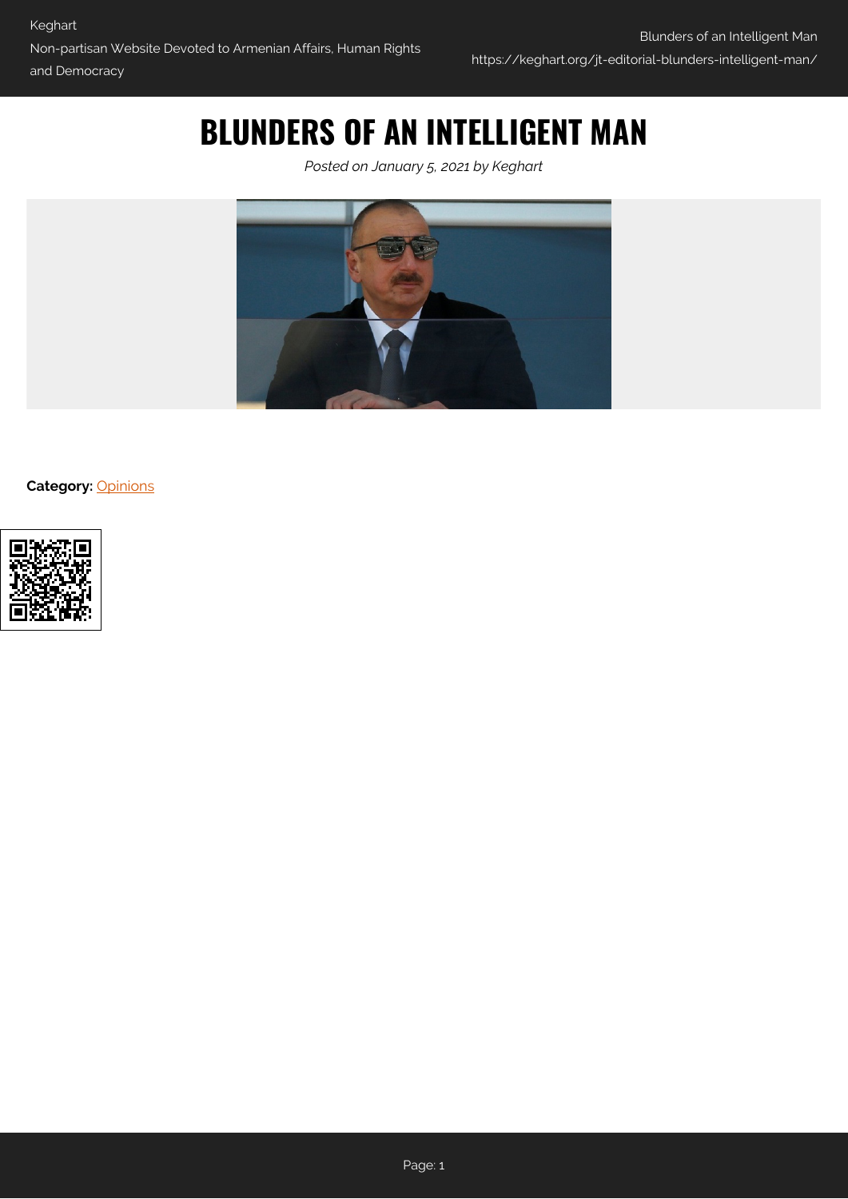# BLUNDERS OF AN INTELLIGENT MAN

*Posted on January 5, 2021 by Keghart*

**Category:** Opinions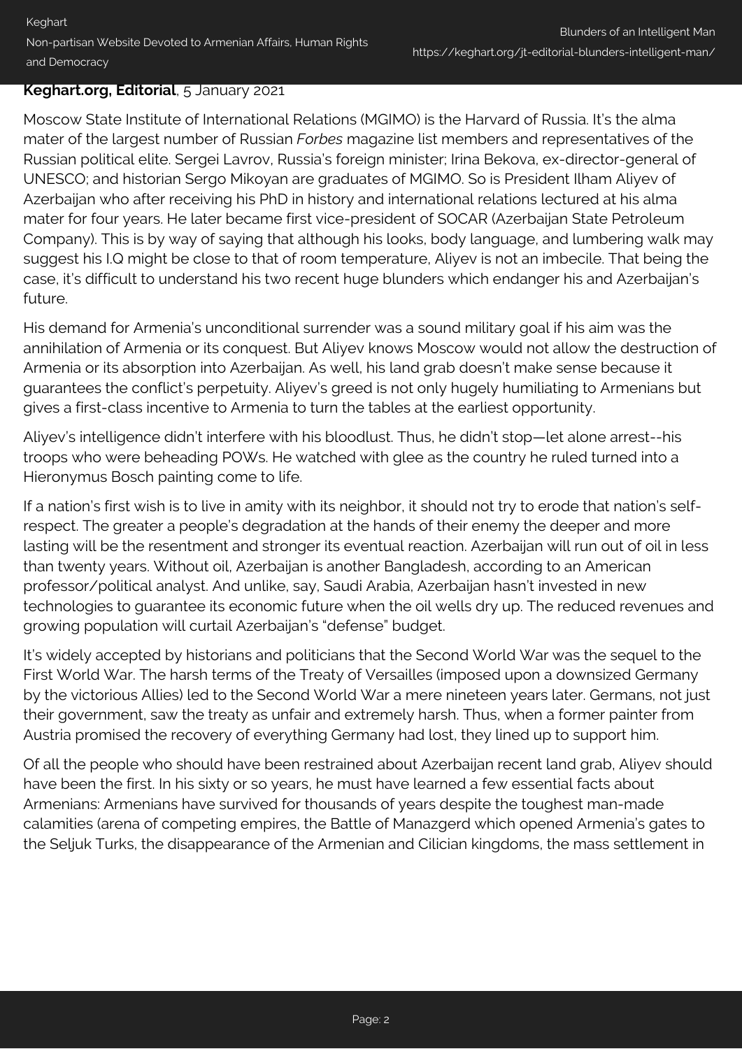**Keghart.org, Editorial**, 5 January 2021

Moscow State Institute of International Relations (MGIMO) is the Harvard of Russia. It's the alma mater of the largest number of Russian *Forbes* magazine list members and representatives of the Russian political elite. Sergei Lavrov, Russia's foreign minister; Irina Bekova, ex-director-general of UNESCO; and historian Sergo Mikoyan are graduates of MGIMO. So is President Ilham Aliyev of Azerbaijan who after receiving his PhD in history and international relations lectured at his alma mater for four years. He later became first vice-president of SOCAR (Azerbaijan State Petroleum Company). This is by way of saying that although his looks, body language, and lumbering walk may suggest his I.Q might be close to that of room temperature, Aliyev is not an imbecile. That being the case, it's difficult to understand his two recent huge blunders which endanger his and Azerbaijan's future.

His demand for Armenia's unconditional surrender was a sound military goal if his aim was the annihilation of Armenia or its conquest. But Aliyev knows Moscow would not allow the destruction of Armenia or its absorption into Azerbaijan. As well, his land grab doesn't make sense because it guarantees the conflict's perpetuity. Aliyev's greed is not only hugely humiliating to Armenians but gives a first-class incentive to Armenia to turn the tables at the earliest opportunity.

Aliyev's intelligence didn't interfere with his bloodlust. Thus, he didn't stop—let alone arrest--his troops who were beheading POWs. He watched with glee as the country he ruled turned into a Hieronymus Bosch painting come to life.

If a nation's first wish is to live in amity with its neighbor, it should not try to erode that nation's self-respect. The greater a people's degradation at the hands of their enemy the deeper and more lasting will be the resentment and stronger its eventual reaction. Azerbaijan will run out of oil in less than twenty years. Without oil, Azerbaijan is another Bangladesh, according to an American professor/political analyst. And unlike, say, Saudi Arabia, Azerbaijan hasn't invested in new technologies to guarantee its economic future when the oil wells dry up. The reduced revenues and growing population will curtail Azerbaijan's "defense" budget.

It's widely accepted by historians and politicians that the Second World War was the sequel to the First World War. The harsh terms of the Treaty of Versailles (imposed upon a downsized Germany by the victorious Allies) led to the Second World War a mere nineteen years later. Germans, not just their government, saw the treaty as unfair and extremely harsh. Thus, when a former painter from Austria promised the recovery of everything Germany had lost, they lined up to support him.

Of all the people who should have been restrained about Azerbaijan recent land grab, Aliyev should have been the first. In his sixty or so years, he must have learned a few essential facts about Armenians: Armenians have survived for thousands of years despite the toughest man-made calamities (arena of competing empires, the Battle of Manazgerd which opened Armenia's gates to the Seljuk Turks, the disappearance of the Armenian and Cilician kingdoms, the mass settlement in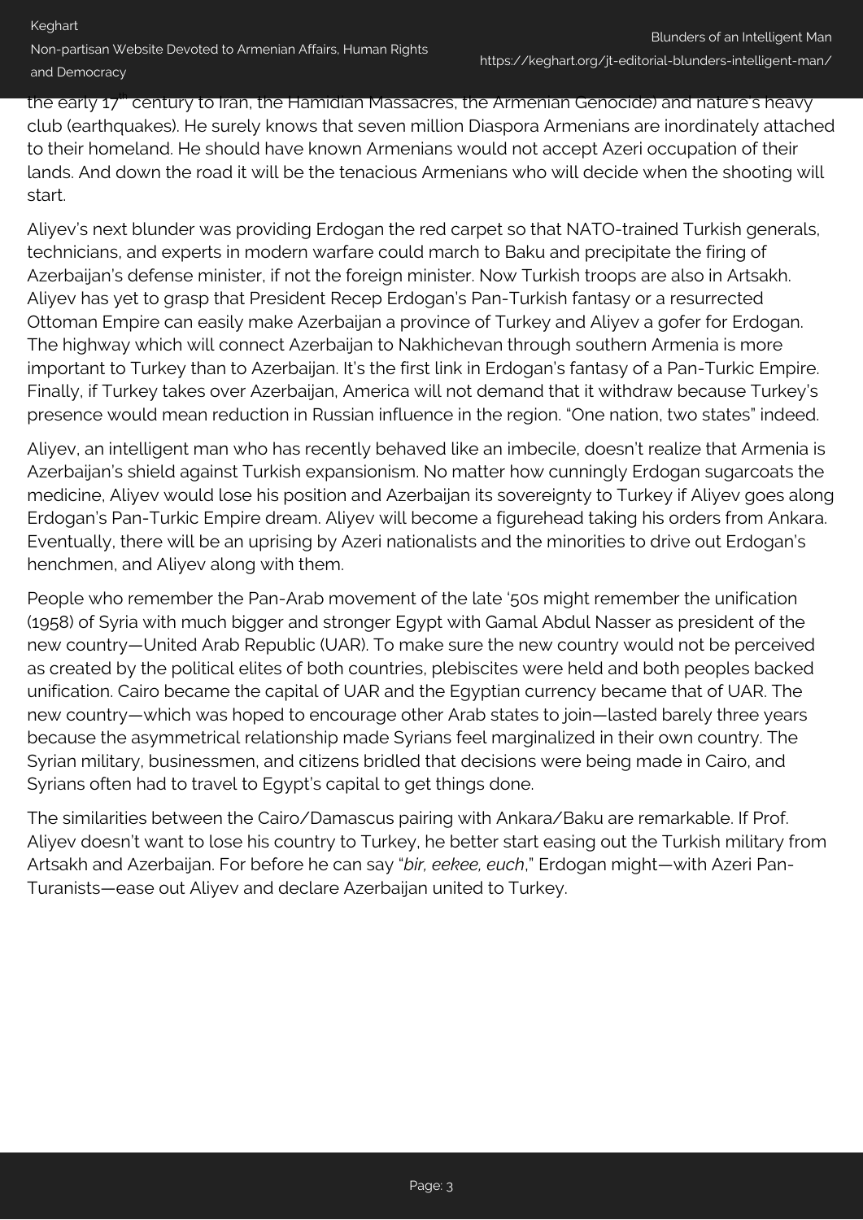the early 17th century to Iran, the Hamidian Massacres, the Armenian Genocide) and nature's heavy club (earthquakes). He surely knows that seven million Diaspora Armenians are inordinately attached to their homeland. He should have known Armenians would not accept Azeri occupation of their lands. And down the road it will be the tenacious Armenians who will decide when the shooting will start.

Aliyev's next blunder was providing Erdogan the red carpet so that NATO-trained Turkish generals, technicians, and experts in modern warfare could march to Baku and precipitate the firing of Azerbaijan's defense minister, if not the foreign minister. Now Turkish troops are also in Artsakh. Aliyev has yet to grasp that President Recep Erdogan's Pan-Turkish fantasy or a resurrected Ottoman Empire can easily make Azerbaijan a province of Turkey and Aliyev a gofer for Erdogan. The highway which will connect Azerbaijan to Nakhichevan through southern Armenia is more important to Turkey than to Azerbaijan. It's the first link in Erdogan's fantasy of a Pan-Turkic Empire. Finally, if Turkey takes over Azerbaijan, America will not demand that it withdraw because Turkey's presence would mean reduction in Russian influence in the region. "One nation, two states" indeed.

Aliyev, an intelligent man who has recently behaved like an imbecile, doesn't realize that Armenia is Azerbaijan's shield against Turkish expansionism. No matter how cunningly Erdogan sugarcoats the medicine, Aliyev would lose his position and Azerbaijan its sovereignty to Turkey if Aliyev goes along Erdogan's Pan-Turkic Empire dream. Aliyev will become a figurehead taking his orders from Ankara. Eventually, there will be an uprising by Azeri nationalists and the minorities to drive out Erdogan's henchmen, and Aliyev along with them.

People who remember the Pan-Arab movement of the late '50s might remember the unification (1958) of Syria with much bigger and stronger Egypt with Gamal Abdul Nasser as president of the new country—United Arab Republic (UAR). To make sure the new country would not be perceived as created by the political elites of both countries, plebiscites were held and both peoples backed unification. Cairo became the capital of UAR and the Egyptian currency became that of UAR. The new country—which was hoped to encourage other Arab states to join—lasted barely three years because the asymmetrical relationship made Syrians feel marginalized in their own country. The Syrian military, businessmen, and citizens bridled that decisions were being made in Cairo, and Syrians often had to travel to Egypt's capital to get things done.

The similarities between the Cairo/Damascus pairing with Ankara/Baku are remarkable. If Prof. Aliyev doesn't want to lose his country to Turkey, he better start easing out the Turkish military from Artsakh and Azerbaijan. For before he can say "*bir, eekee, euch*," Erdogan might—with Azeri Pan-Turanists—ease out Aliyev and declare Azerbaijan united to Turkey.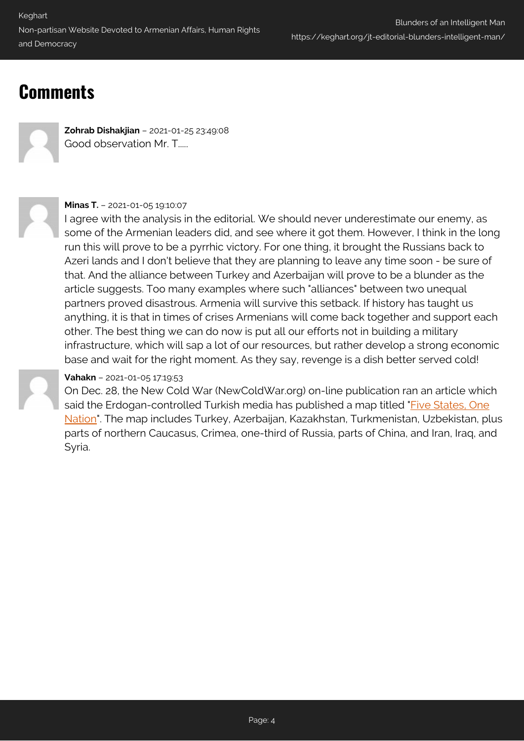# Comments

**Zohrab Dishakjian** – 2021-01-25 23:49:08
Good observation Mr. T.....

**Minas T.** – 2021-01-05 19:10:07
I agree with the analysis in the editorial. We should never underestimate our enemy, as some of the Armenian leaders did, and see where it got them. However, I think in the long run this will prove to be a pyrrhic victory. For one thing, it brought the Russians back to Azeri lands and I don't believe that they are planning to leave any time soon - be sure of that. And the alliance between Turkey and Azerbaijan will prove to be a blunder as the article suggests. Too many examples where such "alliances" between two unequal partners proved disastrous. Armenia will survive this setback. If history has taught us anything, it is that in times of crises Armenians will come back together and support each other. The best thing we can do now is put all our efforts not in building a military infrastructure, which will sap a lot of our resources, but rather develop a strong economic base and wait for the right moment. As they say, revenge is a dish better served cold!

**Vahakn** – 2021-01-05 17:19:53
On Dec. 28, the New Cold War (NewColdWar.org) on-line publication ran an article which said the Erdogan-controlled Turkish media has published a map titled "Five States, One Nation". The map includes Turkey, Azerbaijan, Kazakhstan, Turkmenistan, Uzbekistan, plus parts of northern Caucasus, Crimea, one-third of Russia, parts of China, and Iran, Iraq, and Syria.